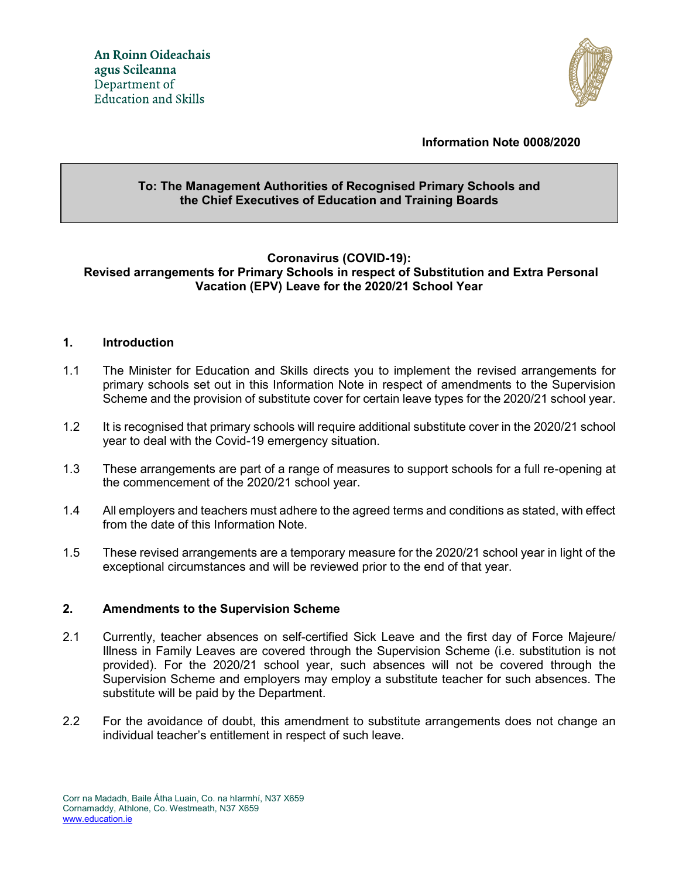An Roinn Oideachais agus Scileanna
Department of Education and Skills

**Information Note 0008/2020**

**To: The Management Authorities of Recognised Primary Schools and the Chief Executives of Education and Training Boards**

# Coronavirus (COVID-19): Revised arrangements for Primary Schools in respect of Substitution and Extra Personal Vacation (EPV) Leave for the 2020/21 School Year

## 1. Introduction

1.1 The Minister for Education and Skills directs you to implement the revised arrangements for primary schools set out in this Information Note in respect of amendments to the Supervision Scheme and the provision of substitute cover for certain leave types for the 2020/21 school year.

1.2 It is recognised that primary schools will require additional substitute cover in the 2020/21 school year to deal with the Covid-19 emergency situation.

1.3 These arrangements are part of a range of measures to support schools for a full re-opening at the commencement of the 2020/21 school year.

1.4 All employers and teachers must adhere to the agreed terms and conditions as stated, with effect from the date of this Information Note.

1.5 These revised arrangements are a temporary measure for the 2020/21 school year in light of the exceptional circumstances and will be reviewed prior to the end of that year.

## 2. Amendments to the Supervision Scheme

2.1 Currently, teacher absences on self-certified Sick Leave and the first day of Force Majeure/ Illness in Family Leaves are covered through the Supervision Scheme (i.e. substitution is not provided). For the 2020/21 school year, such absences will not be covered through the Supervision Scheme and employers may employ a substitute teacher for such absences. The substitute will be paid by the Department.

2.2 For the avoidance of doubt, this amendment to substitute arrangements does not change an individual teacher's entitlement in respect of such leave.

Corr na Madadh, Baile Átha Luain, Co. na hIarmhí, N37 X659
Cornamaddy, Athlone, Co. Westmeath, N37 X659
www.education.ie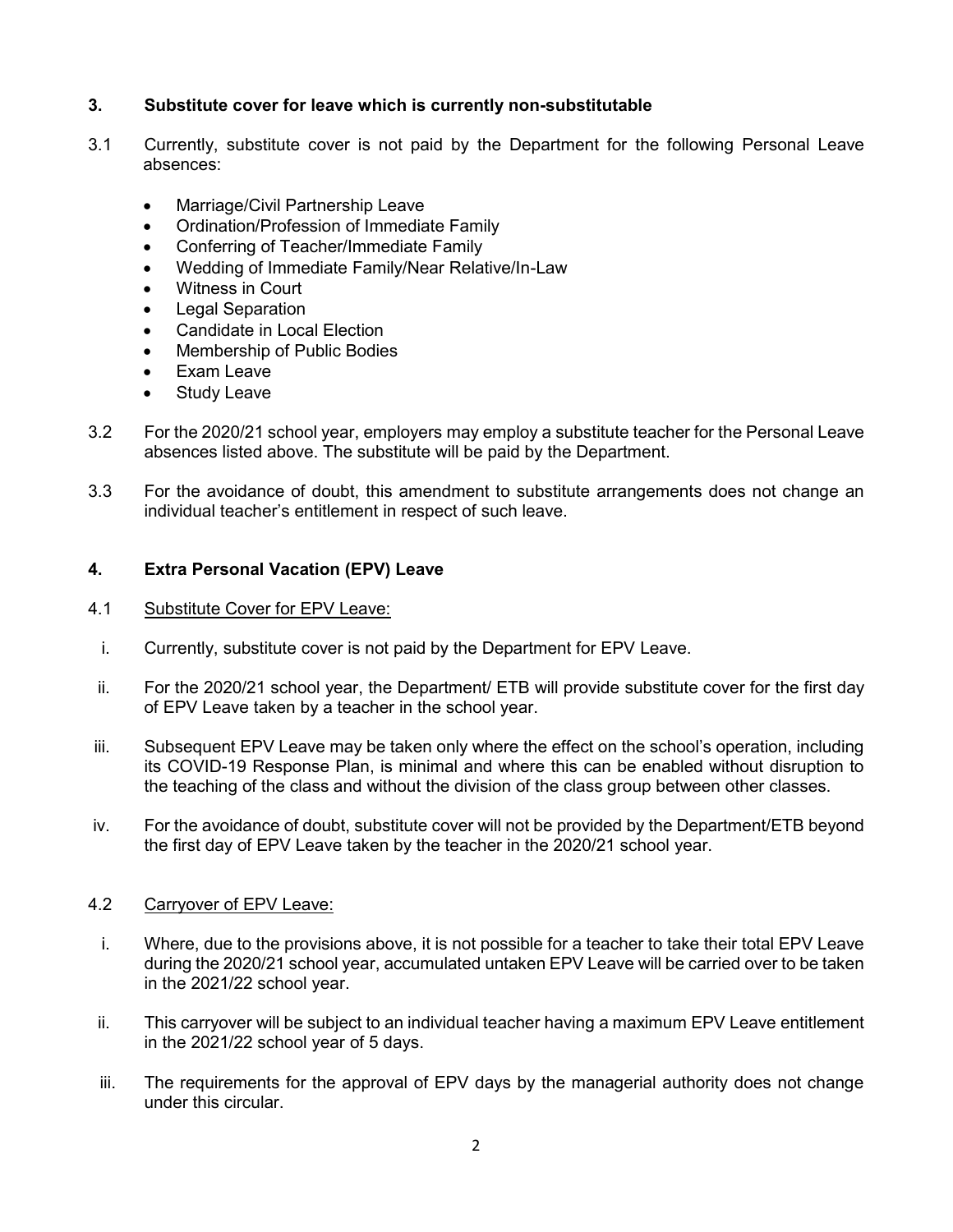## 3. Substitute cover for leave which is currently non-substitutable

3.1 Currently, substitute cover is not paid by the Department for the following Personal Leave absences:

- Marriage/Civil Partnership Leave
- Ordination/Profession of Immediate Family
- Conferring of Teacher/Immediate Family
- Wedding of Immediate Family/Near Relative/In-Law
- Witness in Court
- Legal Separation
- Candidate in Local Election
- Membership of Public Bodies
- Exam Leave
- Study Leave

3.2 For the 2020/21 school year, employers may employ a substitute teacher for the Personal Leave absences listed above. The substitute will be paid by the Department.

3.3 For the avoidance of doubt, this amendment to substitute arrangements does not change an individual teacher's entitlement in respect of such leave.

## 4. Extra Personal Vacation (EPV) Leave

4.1 Substitute Cover for EPV Leave:

i. Currently, substitute cover is not paid by the Department for EPV Leave.

ii. For the 2020/21 school year, the Department/ ETB will provide substitute cover for the first day of EPV Leave taken by a teacher in the school year.

iii. Subsequent EPV Leave may be taken only where the effect on the school's operation, including its COVID-19 Response Plan, is minimal and where this can be enabled without disruption to the teaching of the class and without the division of the class group between other classes.

iv. For the avoidance of doubt, substitute cover will not be provided by the Department/ETB beyond the first day of EPV Leave taken by the teacher in the 2020/21 school year.

4.2 Carryover of EPV Leave:

i. Where, due to the provisions above, it is not possible for a teacher to take their total EPV Leave during the 2020/21 school year, accumulated untaken EPV Leave will be carried over to be taken in the 2021/22 school year.

ii. This carryover will be subject to an individual teacher having a maximum EPV Leave entitlement in the 2021/22 school year of 5 days.

iii. The requirements for the approval of EPV days by the managerial authority does not change under this circular.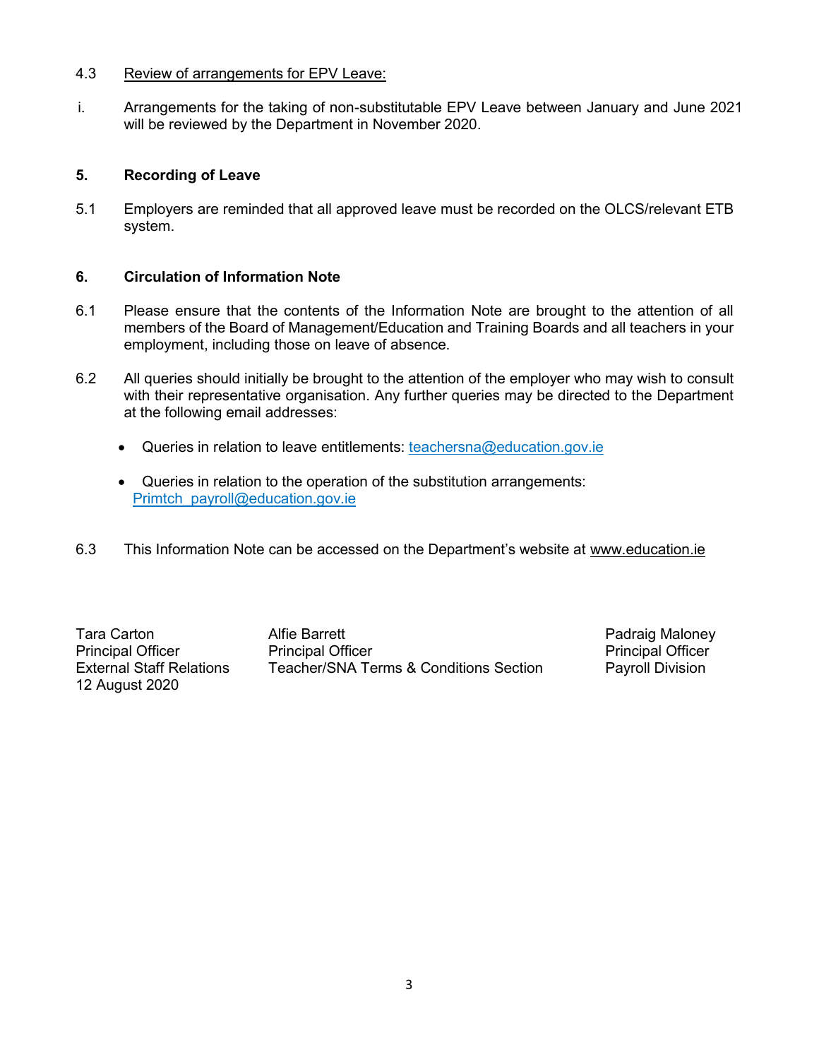4.3 Review of arrangements for EPV Leave:

i. Arrangements for the taking of non-substitutable EPV Leave between January and June 2021 will be reviewed by the Department in November 2020.

## 5. Recording of Leave

5.1 Employers are reminded that all approved leave must be recorded on the OLCS/relevant ETB system.

## 6. Circulation of Information Note

6.1 Please ensure that the contents of the Information Note are brought to the attention of all members of the Board of Management/Education and Training Boards and all teachers in your employment, including those on leave of absence.

6.2 All queries should initially be brought to the attention of the employer who may wish to consult with their representative organisation. Any further queries may be directed to the Department at the following email addresses:

- Queries in relation to leave entitlements: teachersna@education.gov.ie
- Queries in relation to the operation of the substitution arrangements: Primtch_payroll@education.gov.ie

6.3 This Information Note can be accessed on the Department's website at www.education.ie

Tara Carton
Principal Officer
External Staff Relations
12 August 2020

Alfie Barrett
Principal Officer
Teacher/SNA Terms & Conditions Section

Padraig Maloney
Principal Officer
Payroll Division